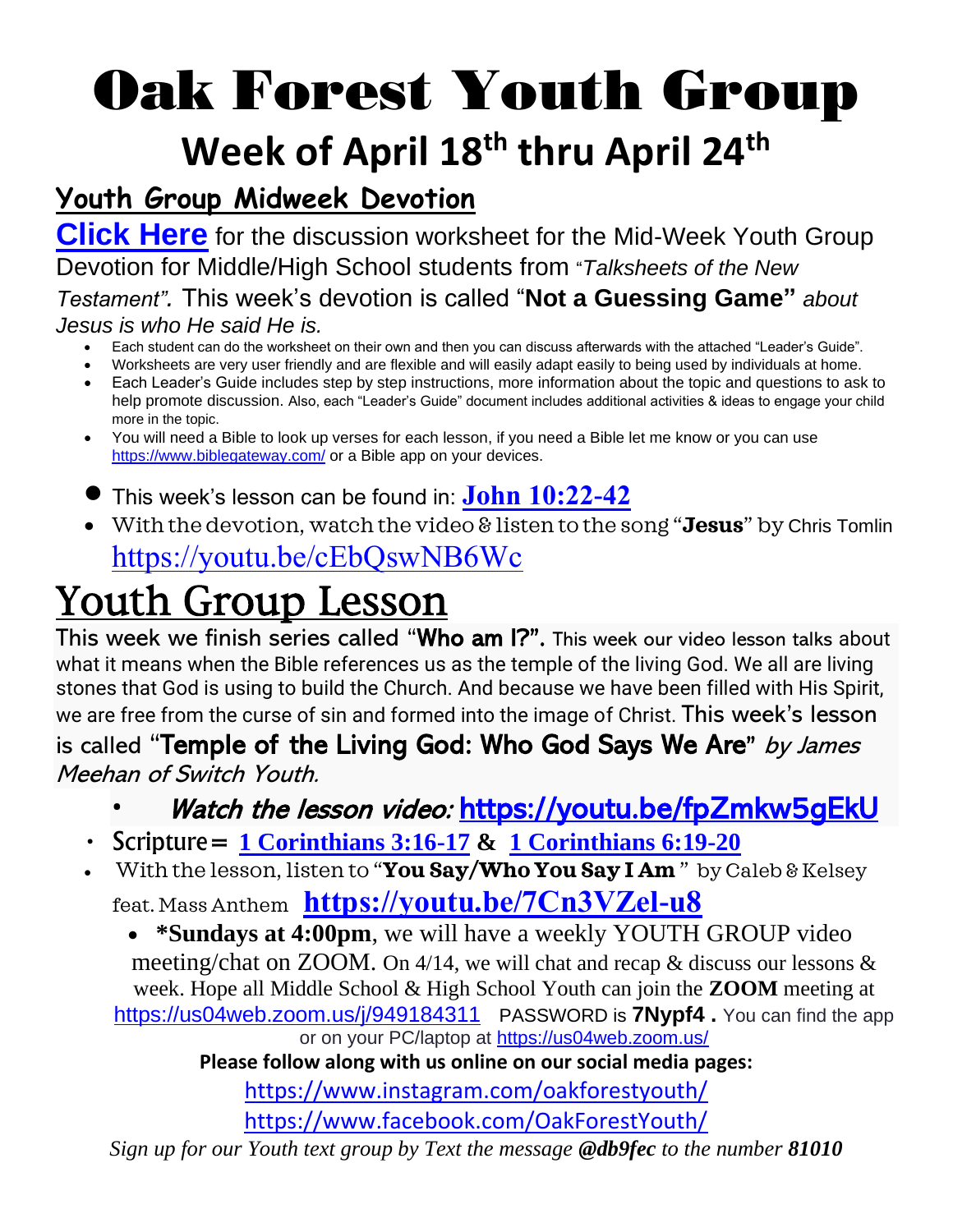# Oak Forest Youth Group

## Week of April 18th thru April 24th

### Youth Group Midweek Devotion

**Click Here** for the discussion worksheet for the Mid-Week Youth Group Devotion for Middle/High School students from "*Talksheets of the New Testament".* This week's devotion is called "**Not a Guessing Game"** *about Jesus is who He said He is.*

- Each student can do the worksheet on their own and then you can discuss afterwards with the attached "Leader's Guide".
- Worksheets are very user friendly and are flexible and will easily adapt easily to being used by individuals at home.
- Each Leader's Guide includes step by step instructions, more information about the topic and questions to ask to help promote discussion. Also, each "Leader's Guide" document includes additional activities & ideas to engage your child more in the topic.
- You will need a Bible to look up verses for each lesson, if you need a Bible let me know or you can use https://www.biblegateway.com/ or a Bible app on your devices.

- This week's lesson can be found in: **John 10:22-42**
- With the devotion, watch the video & listen to the song "**Jesus**" by Chris Tomlin https://youtu.be/cEbQswNB6Wc

# Youth Group Lesson

This week we finish series called "**Who am I?".** This week our video lesson talks about what it means when the Bible references us as the temple of the living God. We all are living stones that God is using to build the Church. And because we have been filled with His Spirit, we are free from the curse of sin and formed into the image of Christ. This week's lesson is called "**Temple of the Living God: Who God Says We Are**" *by James Meehan of Switch Youth.*

- *Watch the lesson video:* https://youtu.be/fpZmkw5gEkU
- Scripture = **1 Corinthians 3:16-17** & **1 Corinthians 6:19-20**
- With the lesson, listen to "**You Say/Who You Say I Am** " by Caleb & Kelsey feat. Mass Anthem **https://youtu.be/7Cn3VZel-u8**
  - ***Sundays at 4:00pm**, we will have a weekly YOUTH GROUP video meeting/chat on ZOOM. On 4/14, we will chat and recap & discuss our lessons & week. Hope all Middle School & High School Youth can join the **ZOOM** meeting at https://us04web.zoom.us/j/949184311 PASSWORD is **7Nypf4 .** You can find the app or on your PC/laptop at https://us04web.zoom.us/

**Please follow along with us online on our social media pages:**

https://www.instagram.com/oakforestyouth/

https://www.facebook.com/OakForestYouth/

*Sign up for our Youth text group by Text the message **@db9fec** to the number **81010***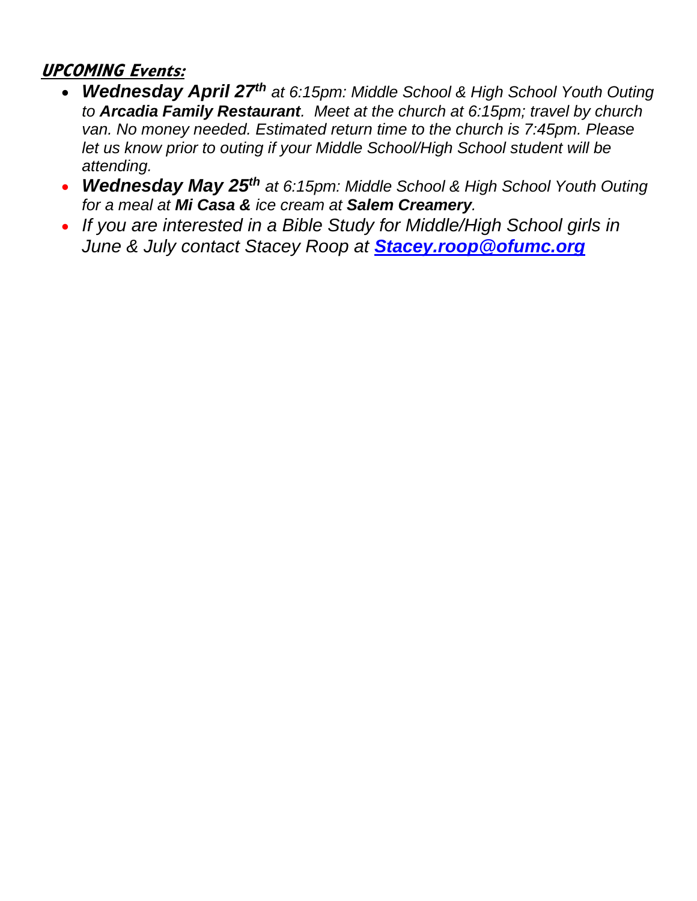## **UPCOMING Events:**

- ***Wednesday April 27th*** *at 6:15pm: Middle School & High School Youth Outing to* ***Arcadia Family Restaurant****. Meet at the church at 6:15pm; travel by church van. No money needed. Estimated return time to the church is 7:45pm. Please let us know prior to outing if your Middle School/High School student will be attending.*
- ***Wednesday May 25th*** *at 6:15pm: Middle School & High School Youth Outing for a meal at* ***Mi Casa &*** *ice cream at* ***Salem Creamery****.*
- *If you are interested in a Bible Study for Middle/High School girls in June & July contact Stacey Roop at* ***Stacey.roop@ofumc.org***